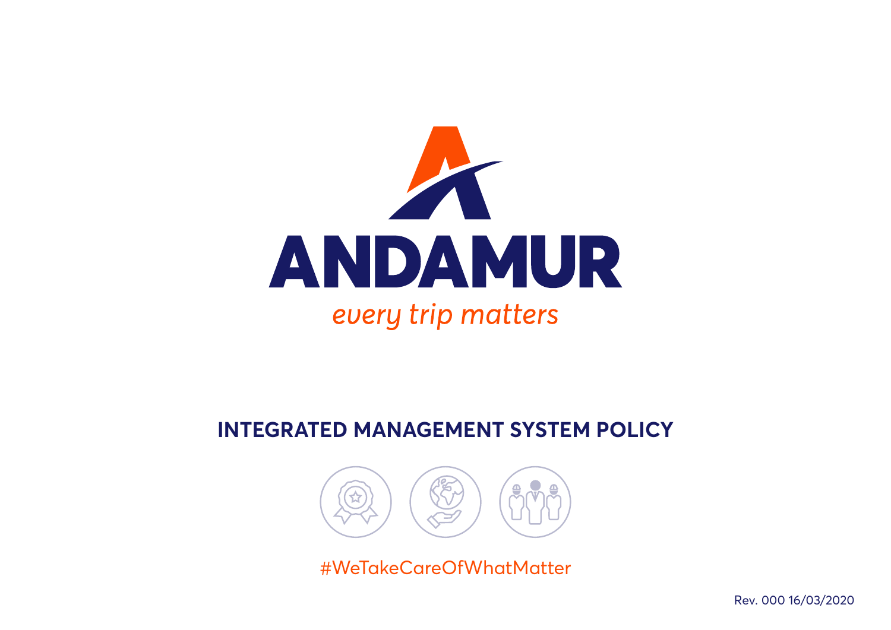# ANDAMUR

*every trip matters*

## INTEGRATED MANAGEMENT SYSTEM POLICY

#WeTakeCareOfWhatMatter

Rev. 000 16/03/2020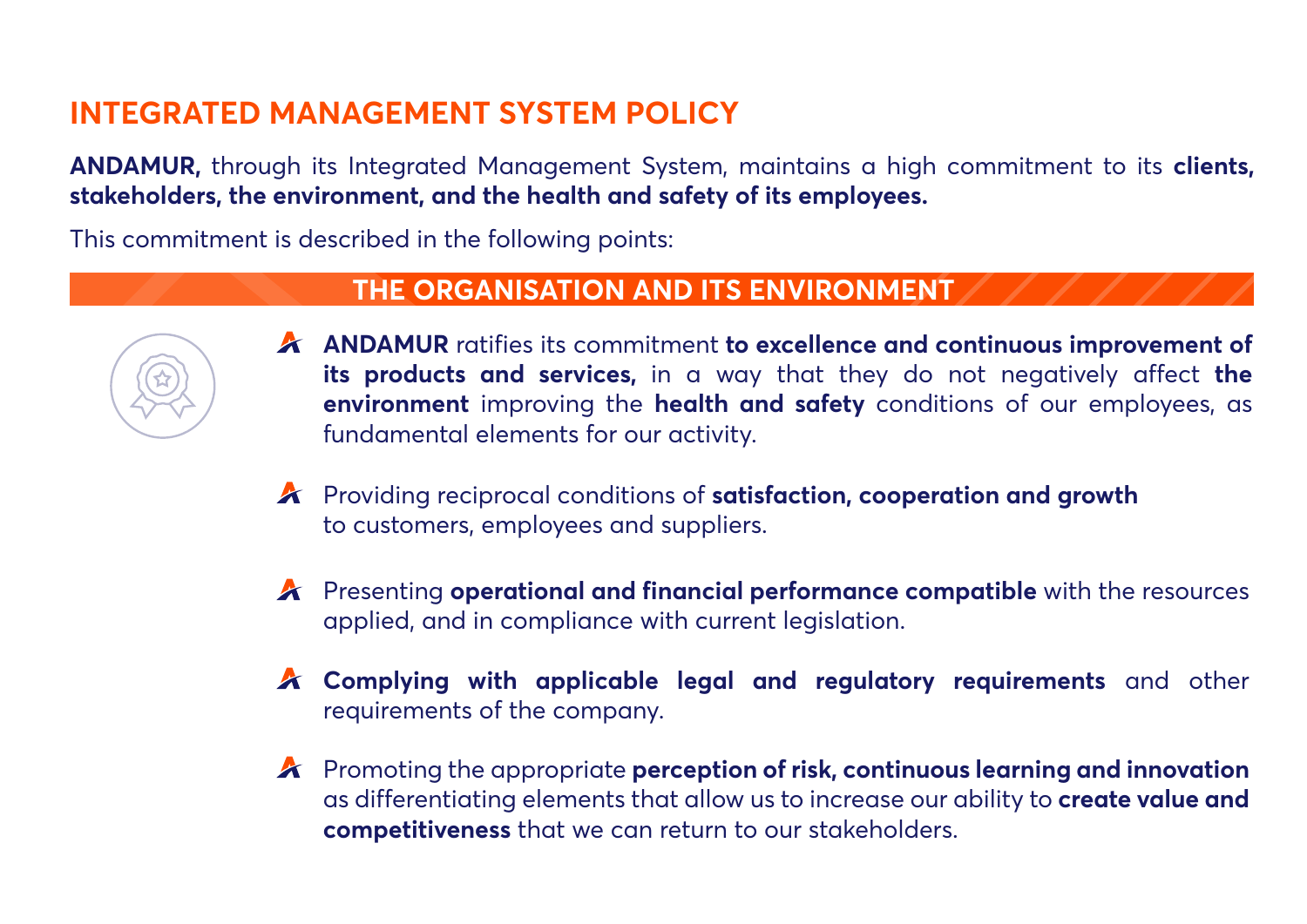# INTEGRATED MANAGEMENT SYSTEM POLICY

**ANDAMUR,** through its Integrated Management System, maintains a high commitment to its **clients, stakeholders, the environment, and the health and safety of its employees.**

This commitment is described in the following points:

## THE ORGANISATION AND ITS ENVIRONMENT

- **ANDAMUR** ratifies its commitment **to excellence and continuous improvement of its products and services,** in a way that they do not negatively affect **the environment** improving the **health and safety** conditions of our employees, as fundamental elements for our activity.
- Providing reciprocal conditions of **satisfaction, cooperation and growth** to customers, employees and suppliers.
- Presenting **operational and financial performance compatible** with the resources applied, and in compliance with current legislation.
- **Complying with applicable legal and regulatory requirements** and other requirements of the company.
- Promoting the appropriate **perception of risk, continuous learning and innovation** as differentiating elements that allow us to increase our ability to **create value and competitiveness** that we can return to our stakeholders.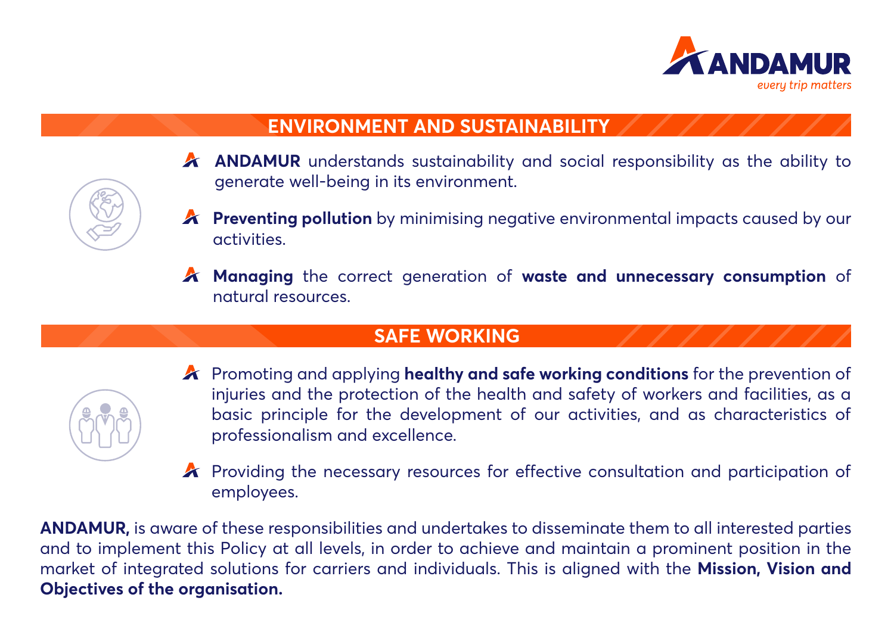## ENVIRONMENT AND SUSTAINABILITY

- **ANDAMUR** understands sustainability and social responsibility as the ability to generate well-being in its environment.
- **Preventing pollution** by minimising negative environmental impacts caused by our activities.
- **Managing** the correct generation of **waste and unnecessary consumption** of natural resources.

## SAFE WORKING

- Promoting and applying **healthy and safe working conditions** for the prevention of injuries and the protection of the health and safety of workers and facilities, as a basic principle for the development of our activities, and as characteristics of professionalism and excellence.
- Providing the necessary resources for effective consultation and participation of employees.

**ANDAMUR,** is aware of these responsibilities and undertakes to disseminate them to all interested parties and to implement this Policy at all levels, in order to achieve and maintain a prominent position in the market of integrated solutions for carriers and individuals. This is aligned with the **Mission, Vision and Objectives of the organisation.**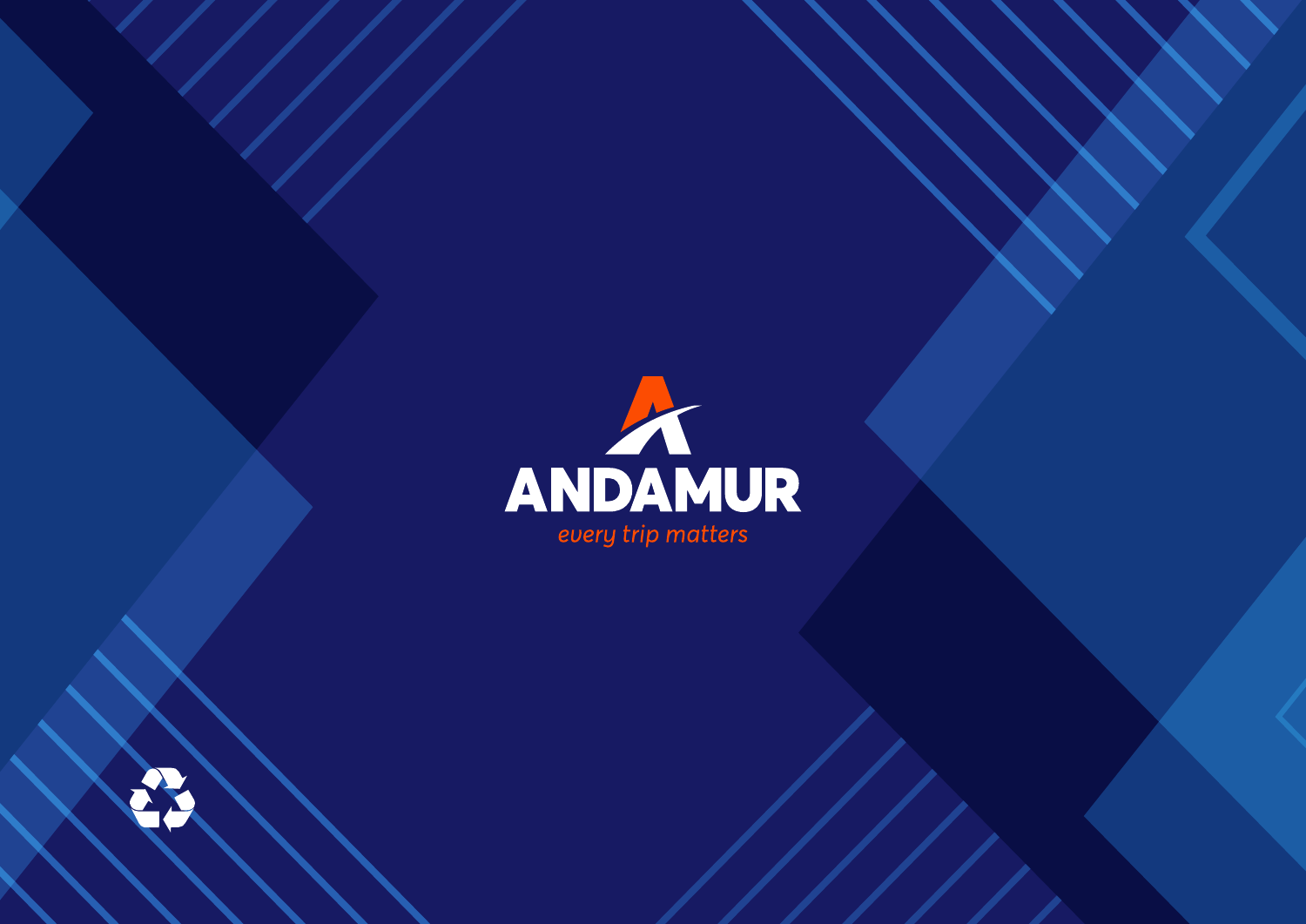ANDAMUR

*every trip matters*